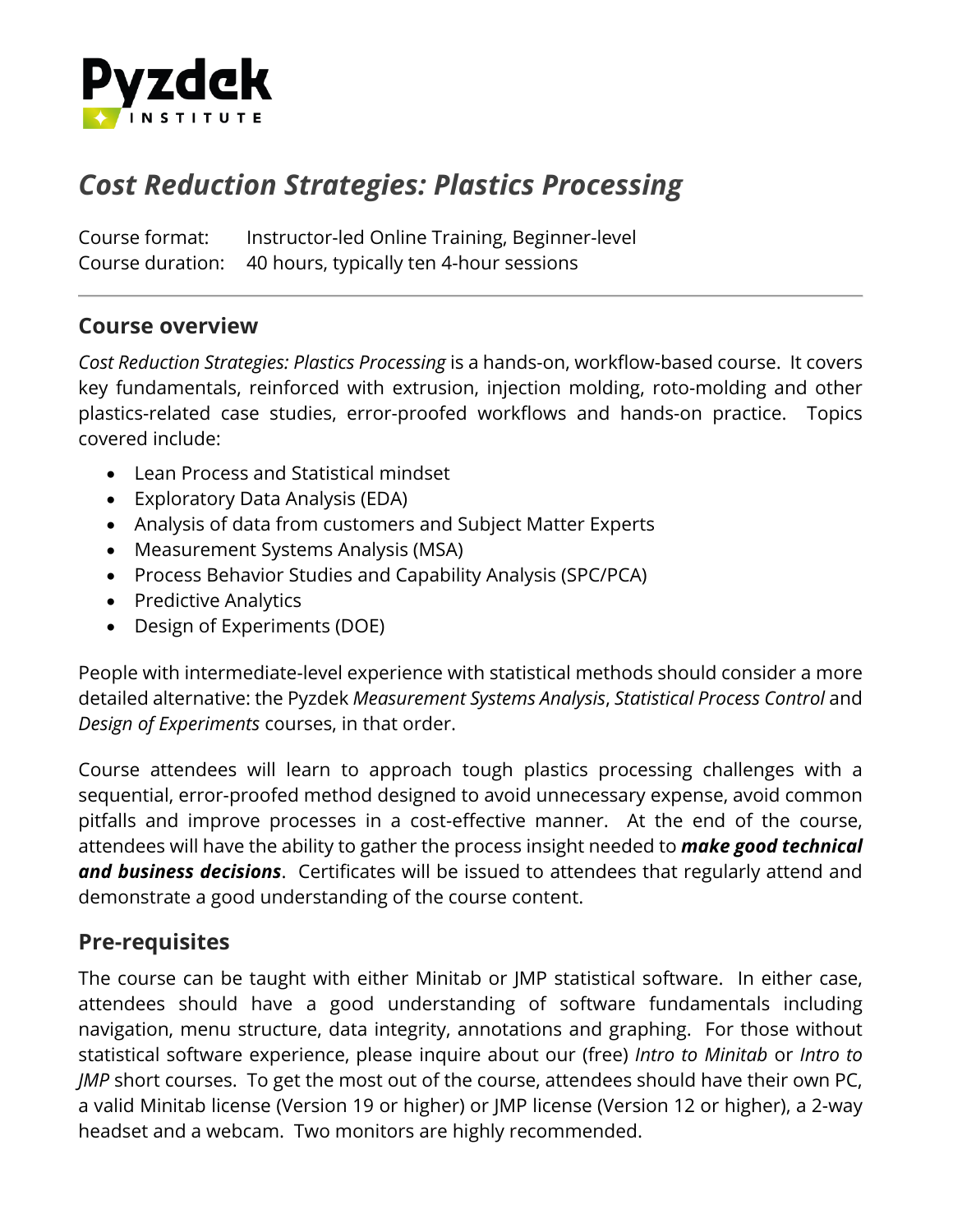Pyzdek
INSTITUTE

# *Cost Reduction Strategies: Plastics Processing*

Course format: Instructor-led Online Training, Beginner-level
Course duration: 40 hours, typically ten 4-hour sessions

---

## Course overview

*Cost Reduction Strategies: Plastics Processing* is a hands-on, workflow-based course. It covers key fundamentals, reinforced with extrusion, injection molding, roto-molding and other plastics-related case studies, error-proofed workflows and hands-on practice. Topics covered include:

- Lean Process and Statistical mindset
- Exploratory Data Analysis (EDA)
- Analysis of data from customers and Subject Matter Experts
- Measurement Systems Analysis (MSA)
- Process Behavior Studies and Capability Analysis (SPC/PCA)
- Predictive Analytics
- Design of Experiments (DOE)

People with intermediate-level experience with statistical methods should consider a more detailed alternative: the Pyzdek *Measurement Systems Analysis*, *Statistical Process Control* and *Design of Experiments* courses, in that order.

Course attendees will learn to approach tough plastics processing challenges with a sequential, error-proofed method designed to avoid unnecessary expense, avoid common pitfalls and improve processes in a cost-effective manner. At the end of the course, attendees will have the ability to gather the process insight needed to ***make good technical and business decisions***. Certificates will be issued to attendees that regularly attend and demonstrate a good understanding of the course content.

## Pre-requisites

The course can be taught with either Minitab or JMP statistical software. In either case, attendees should have a good understanding of software fundamentals including navigation, menu structure, data integrity, annotations and graphing. For those without statistical software experience, please inquire about our (free) *Intro to Minitab* or *Intro to JMP* short courses. To get the most out of the course, attendees should have their own PC, a valid Minitab license (Version 19 or higher) or JMP license (Version 12 or higher), a 2-way headset and a webcam. Two monitors are highly recommended.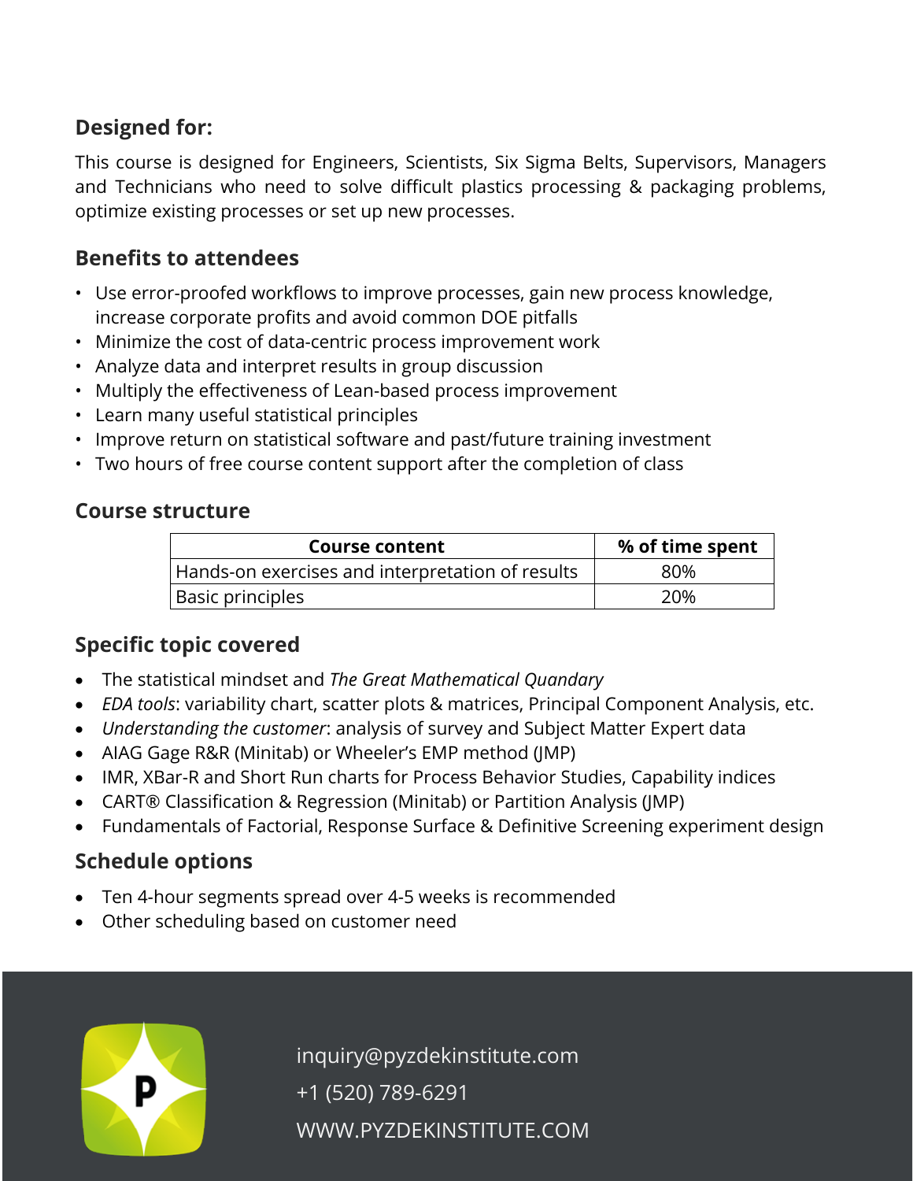## Designed for:

This course is designed for Engineers, Scientists, Six Sigma Belts, Supervisors, Managers and Technicians who need to solve difficult plastics processing & packaging problems, optimize existing processes or set up new processes.

## Benefits to attendees

- Use error-proofed workflows to improve processes, gain new process knowledge, increase corporate profits and avoid common DOE pitfalls
- Minimize the cost of data-centric process improvement work
- Analyze data and interpret results in group discussion
- Multiply the effectiveness of Lean-based process improvement
- Learn many useful statistical principles
- Improve return on statistical software and past/future training investment
- Two hours of free course content support after the completion of class

## Course structure

| Course content | % of time spent |
|---|---|
| Hands-on exercises and interpretation of results | 80% |
| Basic principles | 20% |

## Specific topic covered

- The statistical mindset and *The Great Mathematical Quandary*
- *EDA tools*: variability chart, scatter plots & matrices, Principal Component Analysis, etc.
- *Understanding the customer*: analysis of survey and Subject Matter Expert data
- AIAG Gage R&R (Minitab) or Wheeler's EMP method (JMP)
- IMR, XBar-R and Short Run charts for Process Behavior Studies, Capability indices
- CART® Classification & Regression (Minitab) or Partition Analysis (JMP)
- Fundamentals of Factorial, Response Surface & Definitive Screening experiment design

## Schedule options

- Ten 4-hour segments spread over 4-5 weeks is recommended
- Other scheduling based on customer need

inquiry@pyzdekinstitute.com

+1 (520) 789-6291

WWW.PYZDEKINSTITUTE.COM